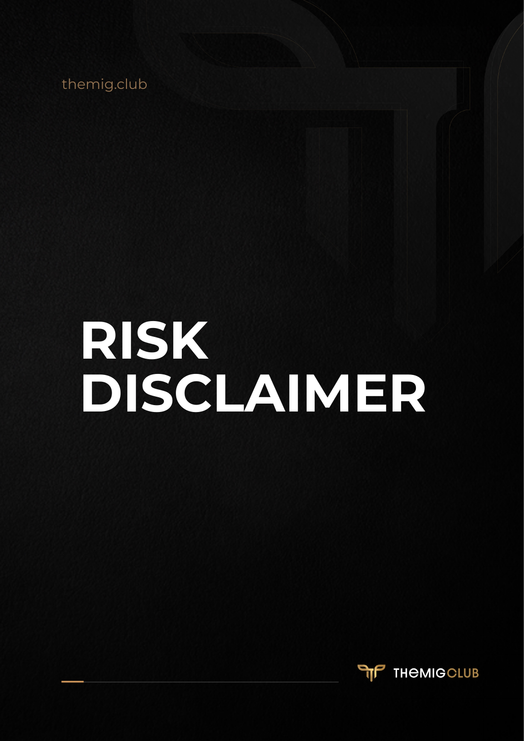themig.club

# RISK DISCLAIMER

THEMIGCLUB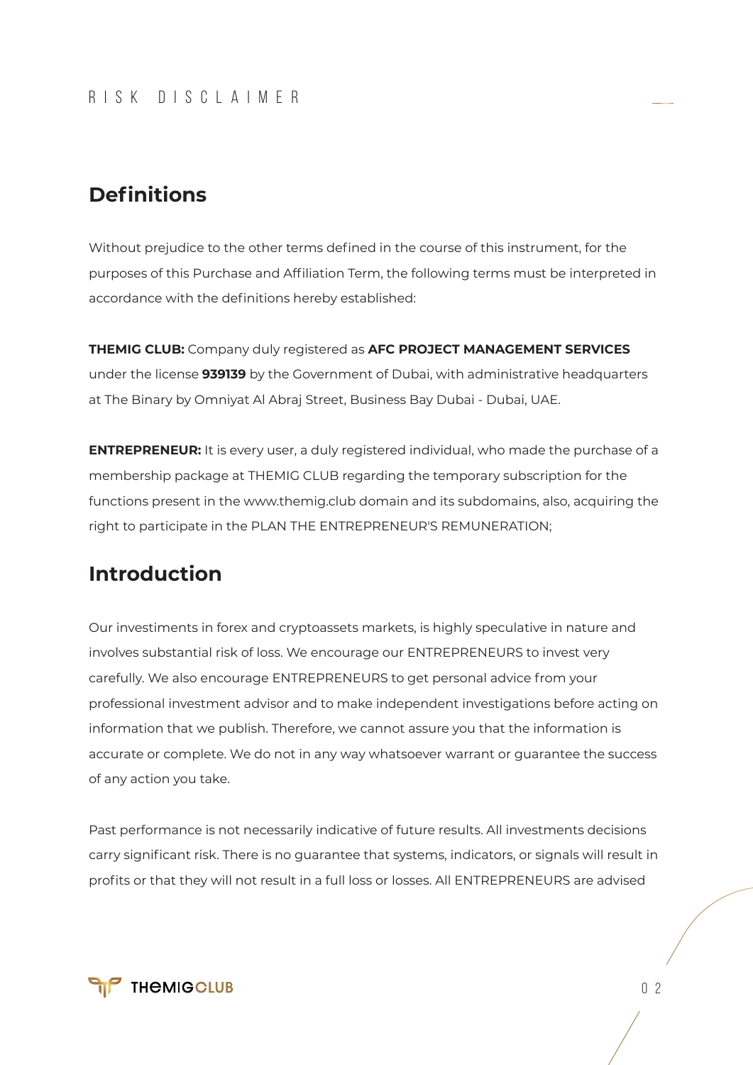## Definitions

Without prejudice to the other terms defined in the course of this instrument, for the purposes of this Purchase and Affiliation Term, the following terms must be interpreted in accordance with the definitions hereby established:

**THEMIG CLUB:** Company duly registered as **AFC PROJECT MANAGEMENT SERVICES** under the license **939139** by the Government of Dubai, with administrative headquarters at The Binary by Omniyat Al Abraj Street, Business Bay Dubai - Dubai, UAE.

**ENTREPRENEUR:** It is every user, a duly registered individual, who made the purchase of a membership package at THEMIG CLUB regarding the temporary subscription for the functions present in the www.themig.club domain and its subdomains, also, acquiring the right to participate in the PLAN THE ENTREPRENEUR'S REMUNERATION;

## Introduction

Our investiments in forex and cryptoassets markets, is highly speculative in nature and involves substantial risk of loss. We encourage our ENTREPRENEURS to invest very carefully. We also encourage ENTREPRENEURS to get personal advice from your professional investment advisor and to make independent investigations before acting on information that we publish. Therefore, we cannot assure you that the information is accurate or complete. We do not in any way whatsoever warrant or guarantee the success of any action you take.

Past performance is not necessarily indicative of future results. All investments decisions carry significant risk. There is no guarantee that systems, indicators, or signals will result in profits or that they will not result in a full loss or losses. All ENTREPRENEURS are advised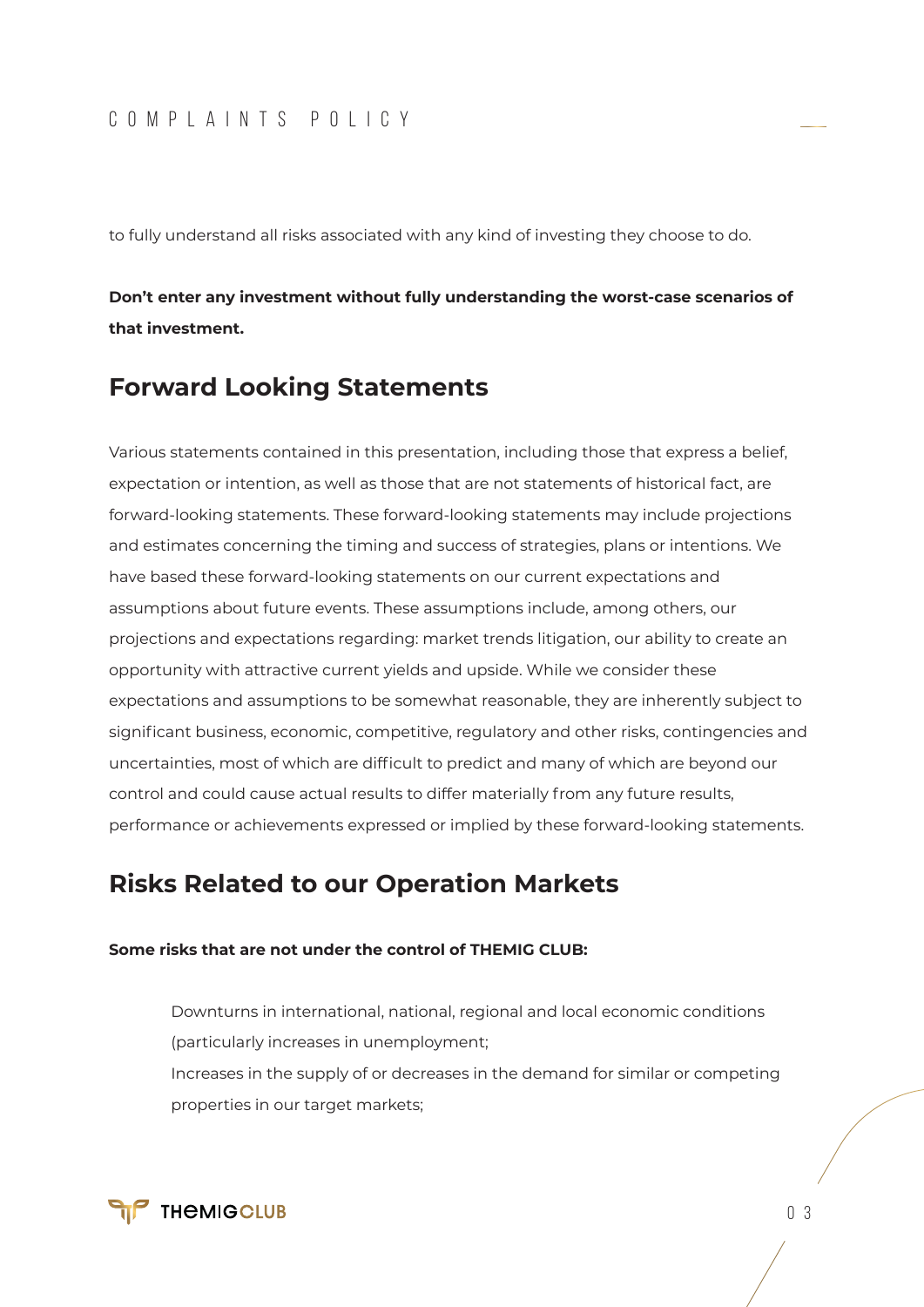to fully understand all risks associated with any kind of investing they choose to do.

**Don't enter any investment without fully understanding the worst-case scenarios of that investment.**

## Forward Looking Statements

Various statements contained in this presentation, including those that express a belief, expectation or intention, as well as those that are not statements of historical fact, are forward-looking statements. These forward-looking statements may include projections and estimates concerning the timing and success of strategies, plans or intentions. We have based these forward-looking statements on our current expectations and assumptions about future events. These assumptions include, among others, our projections and expectations regarding: market trends litigation, our ability to create an opportunity with attractive current yields and upside. While we consider these expectations and assumptions to be somewhat reasonable, they are inherently subject to significant business, economic, competitive, regulatory and other risks, contingencies and uncertainties, most of which are difficult to predict and many of which are beyond our control and could cause actual results to differ materially from any future results, performance or achievements expressed or implied by these forward-looking statements.

## Risks Related to our Operation Markets

**Some risks that are not under the control of THEMIG CLUB:**

Downturns in international, national, regional and local economic conditions (particularly increases in unemployment;

Increases in the supply of or decreases in the demand for similar or competing properties in our target markets;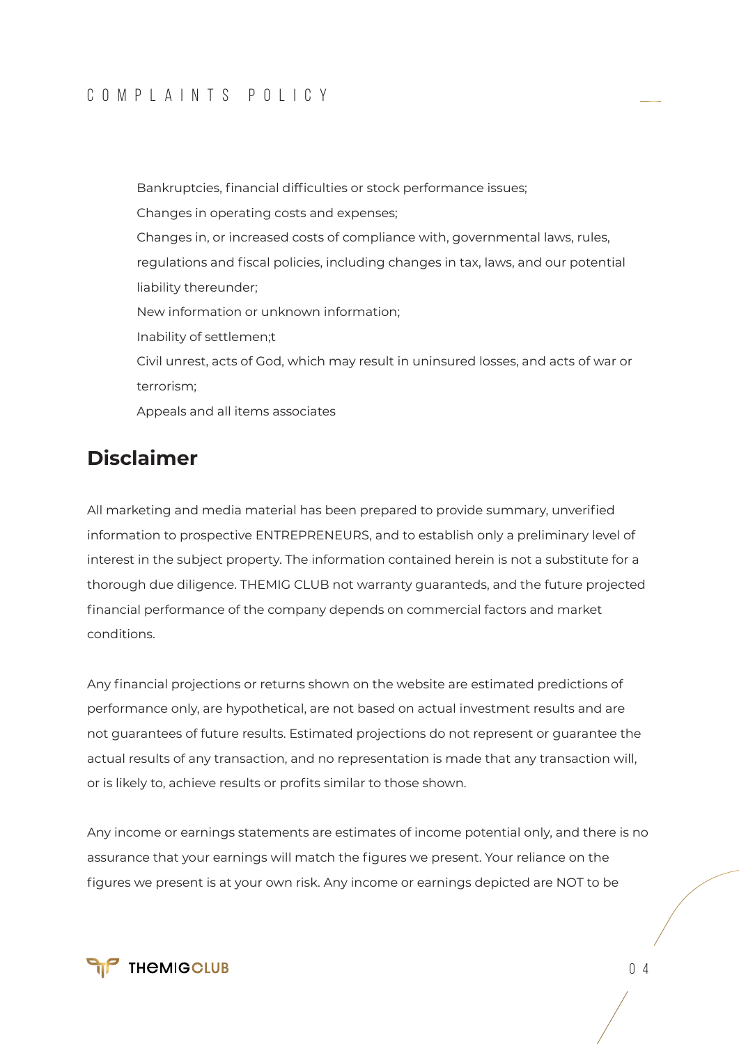Bankruptcies, financial difficulties or stock performance issues;

Changes in operating costs and expenses;

Changes in, or increased costs of compliance with, governmental laws, rules, regulations and fiscal policies, including changes in tax, laws, and our potential liability thereunder;

New information or unknown information;

Inability of settlemen;t

Civil unrest, acts of God, which may result in uninsured losses, and acts of war or terrorism;

Appeals and all items associates

## Disclaimer

All marketing and media material has been prepared to provide summary, unverified information to prospective ENTREPRENEURS, and to establish only a preliminary level of interest in the subject property. The information contained herein is not a substitute for a thorough due diligence. THEMIG CLUB not warranty guaranteds, and the future projected financial performance of the company depends on commercial factors and market conditions.

Any financial projections or returns shown on the website are estimated predictions of performance only, are hypothetical, are not based on actual investment results and are not guarantees of future results. Estimated projections do not represent or guarantee the actual results of any transaction, and no representation is made that any transaction will, or is likely to, achieve results or profits similar to those shown.

Any income or earnings statements are estimates of income potential only, and there is no assurance that your earnings will match the figures we present. Your reliance on the figures we present is at your own risk. Any income or earnings depicted are NOT to be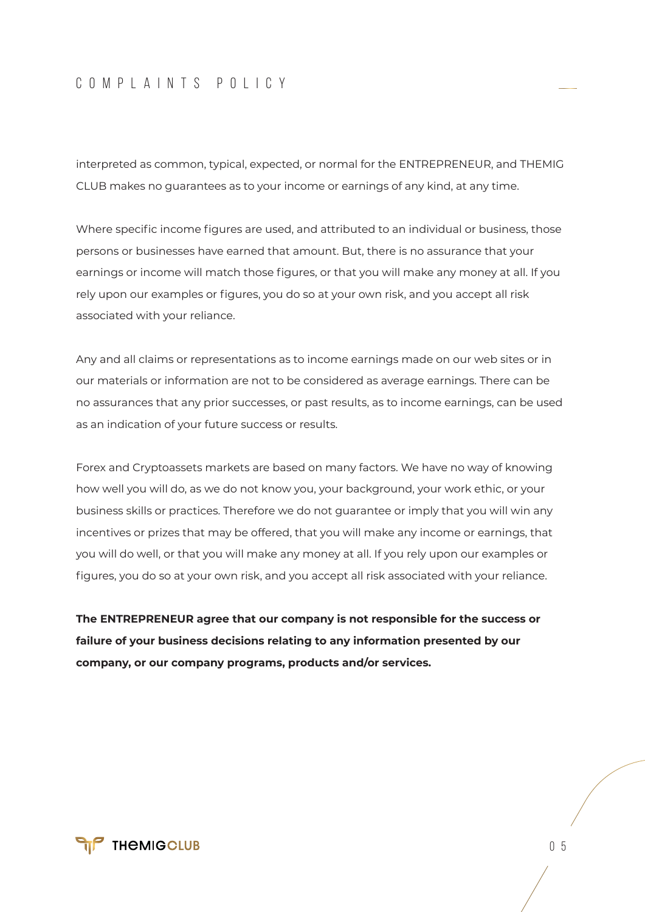interpreted as common, typical, expected, or normal for the ENTREPRENEUR, and THEMIG CLUB makes no guarantees as to your income or earnings of any kind, at any time.

Where specific income figures are used, and attributed to an individual or business, those persons or businesses have earned that amount. But, there is no assurance that your earnings or income will match those figures, or that you will make any money at all. If you rely upon our examples or figures, you do so at your own risk, and you accept all risk associated with your reliance.

Any and all claims or representations as to income earnings made on our web sites or in our materials or information are not to be considered as average earnings. There can be no assurances that any prior successes, or past results, as to income earnings, can be used as an indication of your future success or results.

Forex and Cryptoassets markets are based on many factors. We have no way of knowing how well you will do, as we do not know you, your background, your work ethic, or your business skills or practices. Therefore we do not guarantee or imply that you will win any incentives or prizes that may be offered, that you will make any income or earnings, that you will do well, or that you will make any money at all. If you rely upon our examples or figures, you do so at your own risk, and you accept all risk associated with your reliance.

**The ENTREPRENEUR agree that our company is not responsible for the success or failure of your business decisions relating to any information presented by our company, or our company programs, products and/or services.**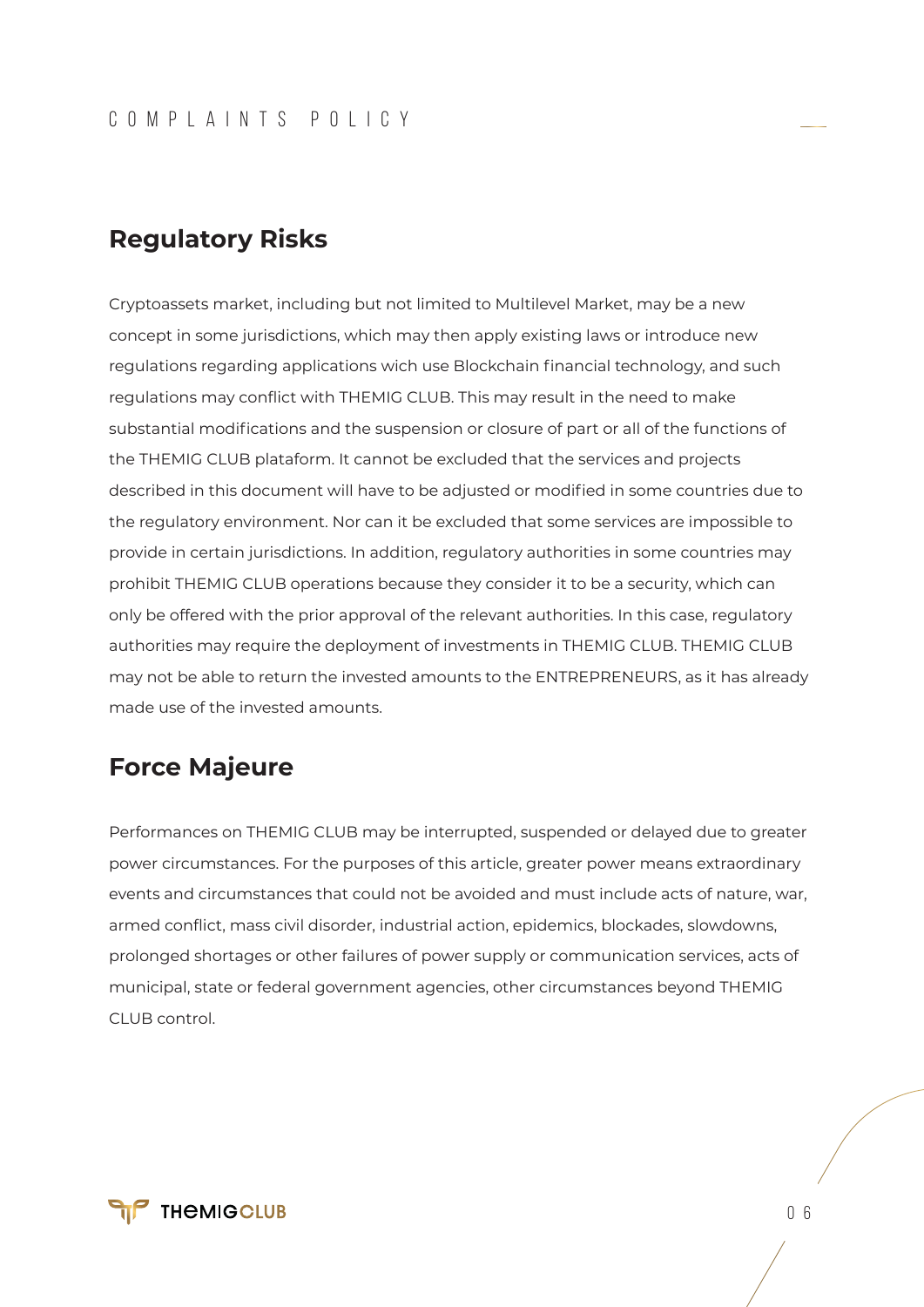## Regulatory Risks

Cryptoassets market, including but not limited to Multilevel Market, may be a new concept in some jurisdictions, which may then apply existing laws or introduce new regulations regarding applications wich use Blockchain financial technology, and such regulations may conflict with THEMIG CLUB. This may result in the need to make substantial modifications and the suspension or closure of part or all of the functions of the THEMIG CLUB plataform. It cannot be excluded that the services and projects described in this document will have to be adjusted or modified in some countries due to the regulatory environment. Nor can it be excluded that some services are impossible to provide in certain jurisdictions. In addition, regulatory authorities in some countries may prohibit THEMIG CLUB operations because they consider it to be a security, which can only be offered with the prior approval of the relevant authorities. In this case, regulatory authorities may require the deployment of investments in THEMIG CLUB. THEMIG CLUB may not be able to return the invested amounts to the ENTREPRENEURS, as it has already made use of the invested amounts.

## Force Majeure

Performances on THEMIG CLUB may be interrupted, suspended or delayed due to greater power circumstances. For the purposes of this article, greater power means extraordinary events and circumstances that could not be avoided and must include acts of nature, war, armed conflict, mass civil disorder, industrial action, epidemics, blockades, slowdowns, prolonged shortages or other failures of power supply or communication services, acts of municipal, state or federal government agencies, other circumstances beyond THEMIG CLUB control.